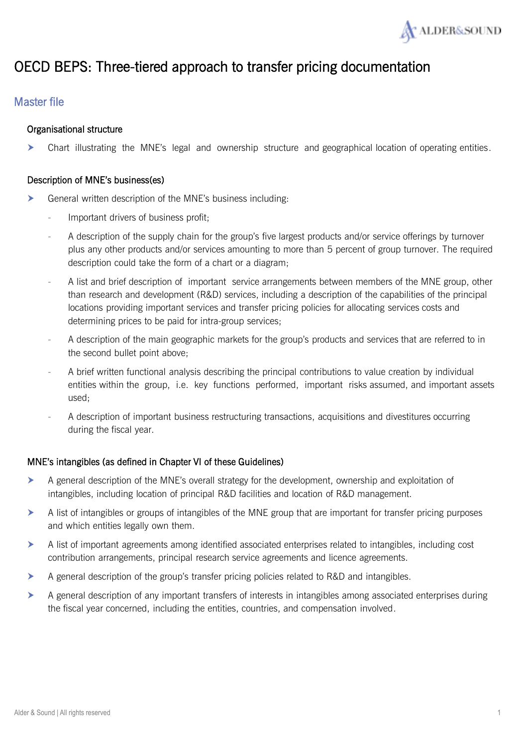# OECD BEPS: Three-tiered approach to transfer pricing documentation

## Master file

### Organisational structure

- Chart illustrating the MNE's legal and ownership structure and geographical location of operating entities.

### Description of MNE's business(es)

- General written description of the MNE's business including:
  - Important drivers of business profit;
  - A description of the supply chain for the group's five largest products and/or service offerings by turnover plus any other products and/or services amounting to more than 5 percent of group turnover. The required description could take the form of a chart or a diagram;
  - A list and brief description of important service arrangements between members of the MNE group, other than research and development (R&D) services, including a description of the capabilities of the principal locations providing important services and transfer pricing policies for allocating services costs and determining prices to be paid for intra-group services;
  - A description of the main geographic markets for the group's products and services that are referred to in the second bullet point above;
  - A brief written functional analysis describing the principal contributions to value creation by individual entities within the group, i.e. key functions performed, important risks assumed, and important assets used;
  - A description of important business restructuring transactions, acquisitions and divestitures occurring during the fiscal year.

### MNE's intangibles (as defined in Chapter VI of these Guidelines)

- A general description of the MNE's overall strategy for the development, ownership and exploitation of intangibles, including location of principal R&D facilities and location of R&D management.
- A list of intangibles or groups of intangibles of the MNE group that are important for transfer pricing purposes and which entities legally own them.
- A list of important agreements among identified associated enterprises related to intangibles, including cost contribution arrangements, principal research service agreements and licence agreements.
- A general description of the group's transfer pricing policies related to R&D and intangibles.
- A general description of any important transfers of interests in intangibles among associated enterprises during the fiscal year concerned, including the entities, countries, and compensation involved.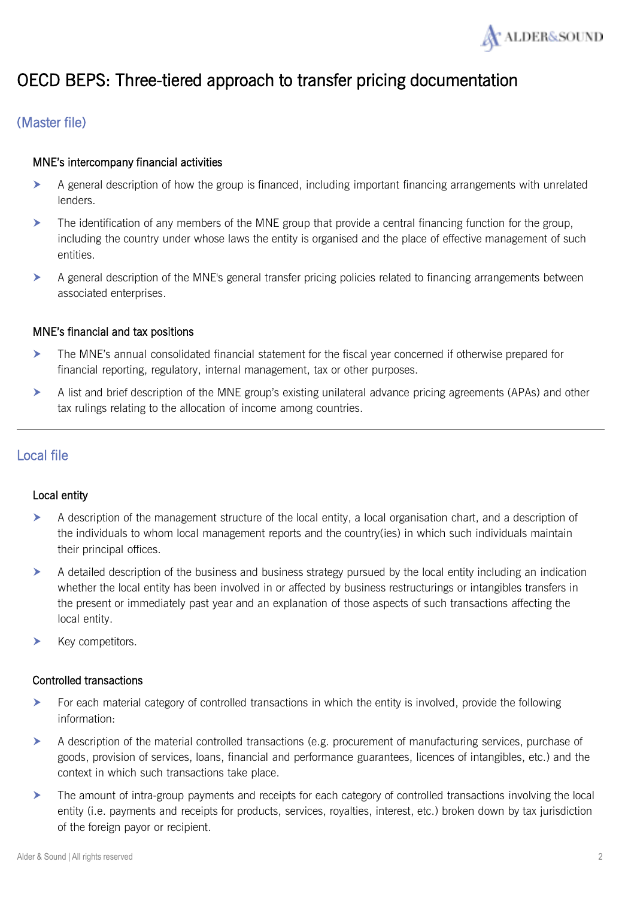# OECD BEPS: Three-tiered approach to transfer pricing documentation

## (Master file)

### MNE's intercompany financial activities

- A general description of how the group is financed, including important financing arrangements with unrelated lenders.
- The identification of any members of the MNE group that provide a central financing function for the group, including the country under whose laws the entity is organised and the place of effective management of such entities.
- A general description of the MNE's general transfer pricing policies related to financing arrangements between associated enterprises.

### MNE's financial and tax positions

- The MNE's annual consolidated financial statement for the fiscal year concerned if otherwise prepared for financial reporting, regulatory, internal management, tax or other purposes.
- A list and brief description of the MNE group's existing unilateral advance pricing agreements (APAs) and other tax rulings relating to the allocation of income among countries.

---

## Local file

### Local entity

- A description of the management structure of the local entity, a local organisation chart, and a description of the individuals to whom local management reports and the country(ies) in which such individuals maintain their principal offices.
- A detailed description of the business and business strategy pursued by the local entity including an indication whether the local entity has been involved in or affected by business restructurings or intangibles transfers in the present or immediately past year and an explanation of those aspects of such transactions affecting the local entity.
- Key competitors.

### Controlled transactions

- For each material category of controlled transactions in which the entity is involved, provide the following information:
- A description of the material controlled transactions (e.g. procurement of manufacturing services, purchase of goods, provision of services, loans, financial and performance guarantees, licences of intangibles, etc.) and the context in which such transactions take place.
- The amount of intra-group payments and receipts for each category of controlled transactions involving the local entity (i.e. payments and receipts for products, services, royalties, interest, etc.) broken down by tax jurisdiction of the foreign payor or recipient.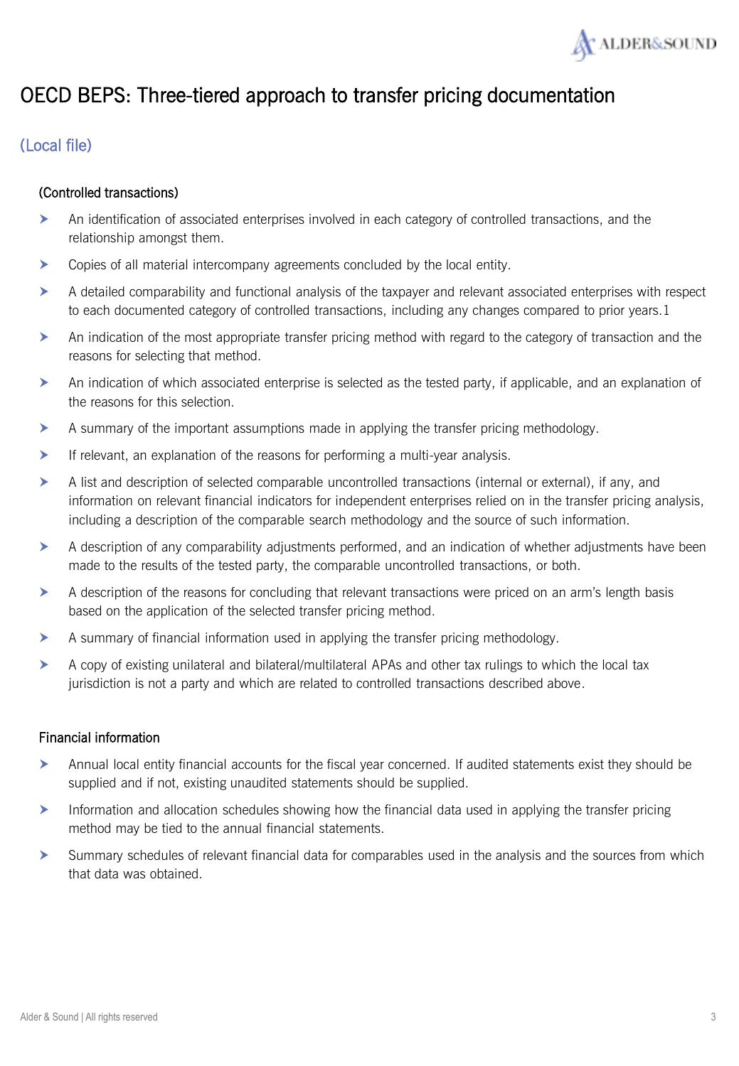# OECD BEPS: Three-tiered approach to transfer pricing documentation

## (Local file)

### (Controlled transactions)

- An identification of associated enterprises involved in each category of controlled transactions, and the relationship amongst them.
- Copies of all material intercompany agreements concluded by the local entity.
- A detailed comparability and functional analysis of the taxpayer and relevant associated enterprises with respect to each documented category of controlled transactions, including any changes compared to prior years.[1]
- An indication of the most appropriate transfer pricing method with regard to the category of transaction and the reasons for selecting that method.
- An indication of which associated enterprise is selected as the tested party, if applicable, and an explanation of the reasons for this selection.
- A summary of the important assumptions made in applying the transfer pricing methodology.
- If relevant, an explanation of the reasons for performing a multi-year analysis.
- A list and description of selected comparable uncontrolled transactions (internal or external), if any, and information on relevant financial indicators for independent enterprises relied on in the transfer pricing analysis, including a description of the comparable search methodology and the source of such information.
- A description of any comparability adjustments performed, and an indication of whether adjustments have been made to the results of the tested party, the comparable uncontrolled transactions, or both.
- A description of the reasons for concluding that relevant transactions were priced on an arm's length basis based on the application of the selected transfer pricing method.
- A summary of financial information used in applying the transfer pricing methodology.
- A copy of existing unilateral and bilateral/multilateral APAs and other tax rulings to which the local tax jurisdiction is not a party and which are related to controlled transactions described above.

### Financial information

- Annual local entity financial accounts for the fiscal year concerned. If audited statements exist they should be supplied and if not, existing unaudited statements should be supplied.
- Information and allocation schedules showing how the financial data used in applying the transfer pricing method may be tied to the annual financial statements.
- Summary schedules of relevant financial data for comparables used in the analysis and the sources from which that data was obtained.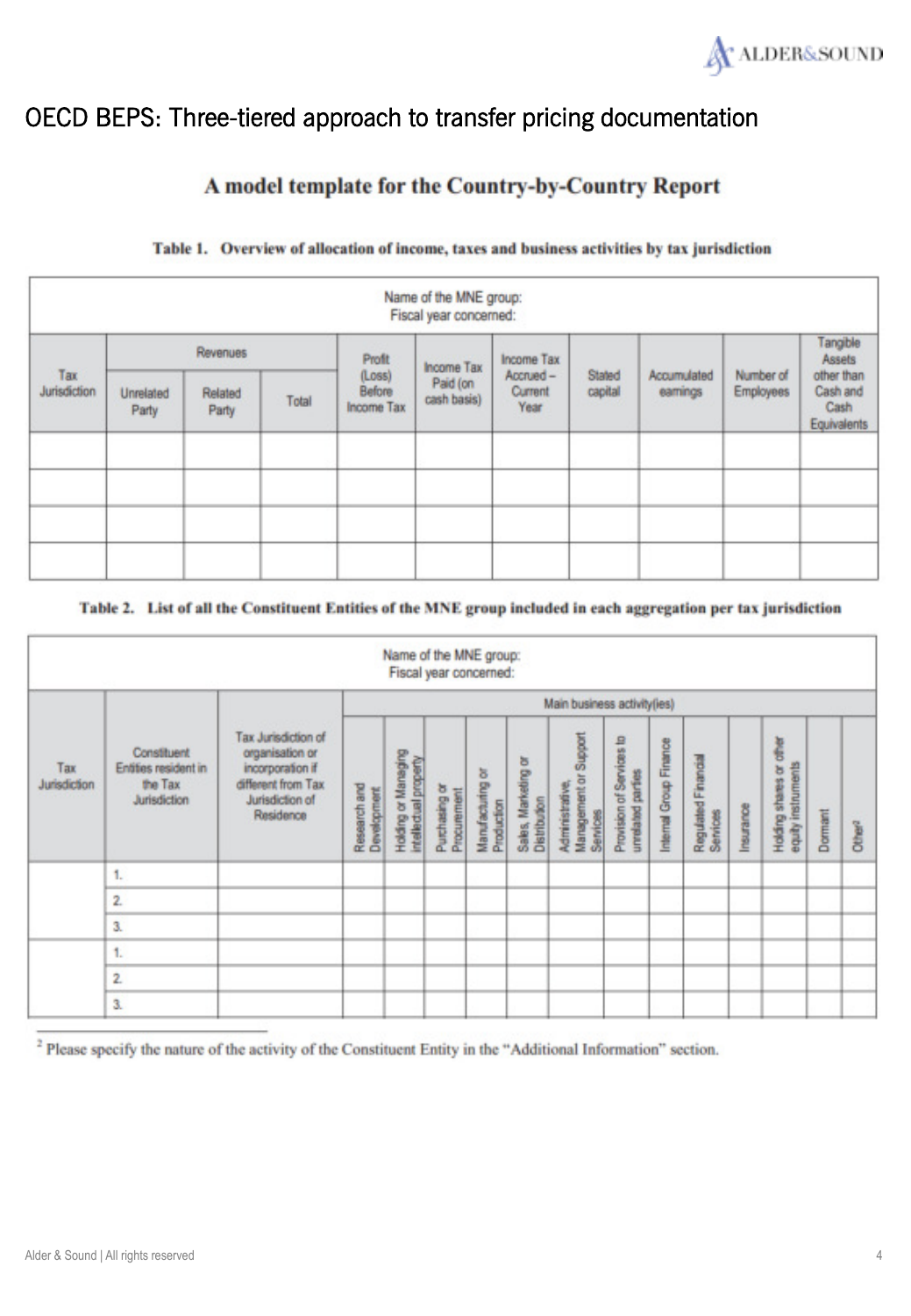# OECD BEPS: Three-tiered approach to transfer pricing documentation

## A model template for the Country-by-Country Report

**Table 1. Overview of allocation of income, taxes and business activities by tax jurisdiction**

| Name of the MNE group:<br>Fiscal year concerned: | | | | | | | | | | | |
|---|---|---|---|---|---|---|---|---|---|---|---|
| Tax Jurisdiction | Revenues | | | Profit (Loss) Before Income Tax | Income Tax Paid (on cash basis) | Income Tax Accrued – Current Year | Stated capital | Accumulated earnings | Number of Employees | Tangible Assets other than Cash and Cash Equivalents |
| | Unrelated Party | Related Party | Total | | | | | | | |
| | | | | | | | | | | |
| | | | | | | | | | | |
| | | | | | | | | | | |
| | | | | | | | | | | |

**Table 2. List of all the Constituent Entities of the MNE group included in each aggregation per tax jurisdiction**

| Name of the MNE group:<br>Fiscal year concerned: | | | | | | | | | | | | | | | | |
|---|---|---|---|---|---|---|---|---|---|---|---|---|---|---|---|---|
| Tax Jurisdiction | Constituent Entities resident in the Tax Jurisdiction | Tax Jurisdiction of organisation or incorporation if different from Tax Jurisdiction of Residence | Main business activity(ies) | | | | | | | | | | | | | |
| | | | Research and Development | Holding or Managing intellectual property | Purchasing or Procurement | Manufacturing or Production | Sales, Marketing or Distribution | Administrative, Management or Support Services | Provision of Services to unrelated parties | Internal Group Finance | Regulated Financial Services | Insurance | Holding shares or other equity instruments | Dormant | Other[2] |
| | 1. | | | | | | | | | | | | | | | |
| | 2. | | | | | | | | | | | | | | | |
| | 3. | | | | | | | | | | | | | | | |
| | 1. | | | | | | | | | | | | | | | |
| | 2. | | | | | | | | | | | | | | | |
| | 3. | | | | | | | | | | | | | | | |

[2] Please specify the nature of the activity of the Constituent Entity in the "Additional Information" section.